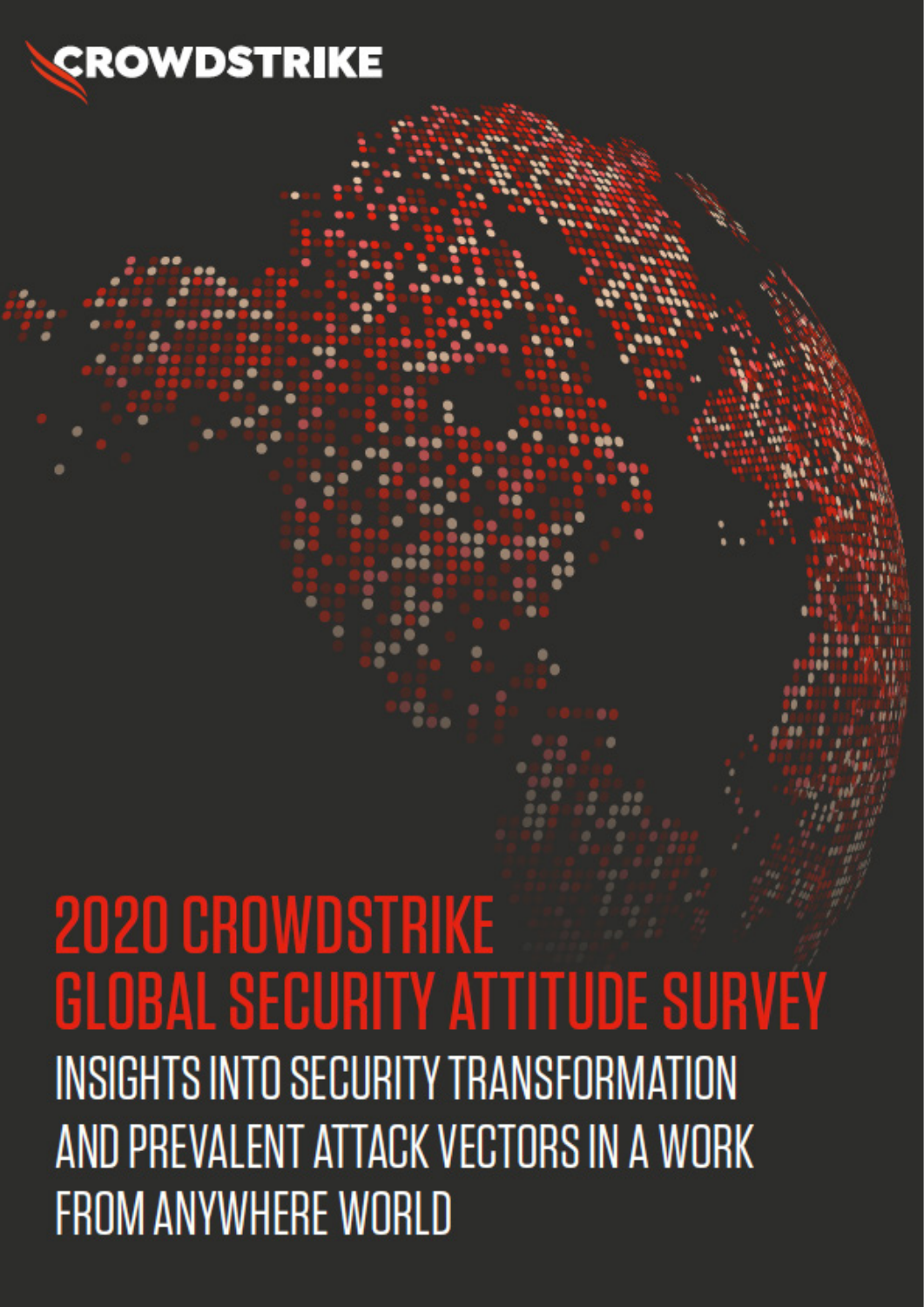CROWDSTRIKE

# 2020 CROWDSTRIKE GLOBAL SECURITY ATTITUDE SURVEY

## INSIGHTS INTO SECURITY TRANSFORMATION AND PREVALENT ATTACK VECTORS IN A WORK FROM ANYWHERE WORLD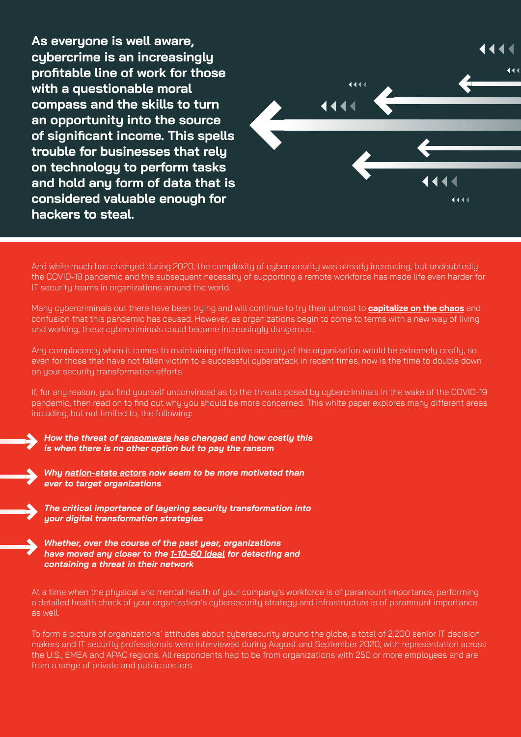**As everyone is well aware, cybercrime is an increasingly profitable line of work for those with a questionable moral compass and the skills to turn an opportunity into the source of significant income. This spells trouble for businesses that rely on technology to perform tasks and hold any form of data that is considered valuable enough for hackers to steal.**

And while much has changed during 2020, the complexity of cybersecurity was already increasing, but undoubtedly the COVID-19 pandemic and the subsequent necessity of supporting a remote workforce has made life even harder for IT security teams in organizations around the world.

Many cybercriminals out there have been trying and will continue to try their utmost to **capitalize on the chaos** and confusion that this pandemic has caused. However, as organizations begin to come to terms with a new way of living and working, these cybercriminals could become increasingly dangerous.

Any complacency when it comes to maintaining effective security of the organization would be extremely costly, so even for those that have not fallen victim to a successful cyberattack in recent times, now is the time to double down on your security transformation efforts.

If, for any reason, you find yourself unconvinced as to the threats posed by cybercriminals in the wake of the COVID-19 pandemic, then read on to find out why you should be more concerned. This white paper explores many different areas including, but not limited to, the following:

- ***How the threat of ransomware has changed and how costly this is when there is no other option but to pay the ransom***
- ***Why nation-state actors now seem to be more motivated than ever to target organizations***
- ***The critical importance of layering security transformation into your digital transformation strategies***
- ***Whether, over the course of the past year, organizations have moved any closer to the 1-10-60 ideal for detecting and containing a threat in their network***

At a time when the physical and mental health of your company's workforce is of paramount importance, performing a detailed health check of your organization's cybersecurity strategy and infrastructure is of paramount importance as well.

To form a picture of organizations' attitudes about cybersecurity around the globe, a total of 2,200 senior IT decision makers and IT security professionals were interviewed during August and September 2020, with representation across the U.S., EMEA and APAC regions. All respondents had to be from organizations with 250 or more employees and are from a range of private and public sectors.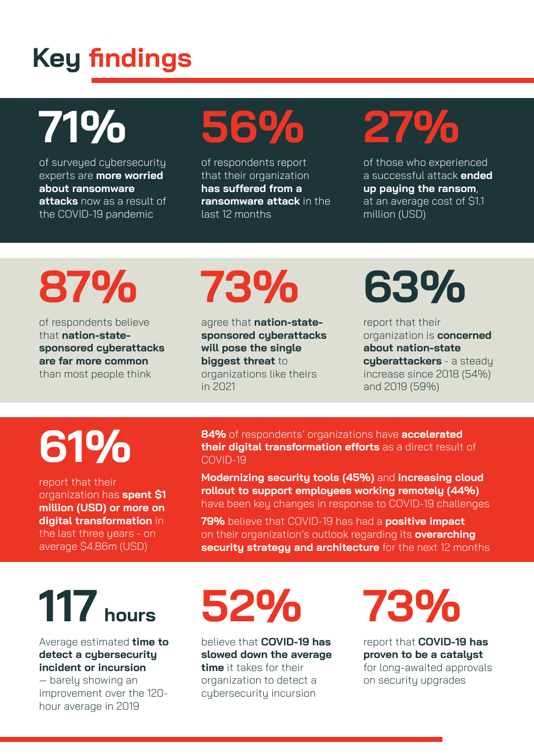# Key findings

**71%**

of surveyed cybersecurity experts are **more worried about ransomware attacks** now as a result of the COVID-19 pandemic

**56%**

of respondents report that their organization **has suffered from a ransomware attack** in the last 12 months

**27%**

of those who experienced a successful attack **ended up paying the ransom**, at an average cost of $1.1 million (USD)

**87%**

of respondents believe that **nation-state-sponsored cyberattacks are far more common** than most people think

**73%**

agree that **nation-state-sponsored cyberattacks will pose the single biggest threat** to organizations like theirs in 2021

**63%**

report that their organization is **concerned about nation-state cyberattackers** - a steady increase since 2018 (54%) and 2019 (59%)

**61%**

report that their organization has **spent $1 million (USD) or more on digital transformation** in the last three years - on average $4.86m (USD)

**84%** of respondents' organizations have **accelerated their digital transformation efforts** as a direct result of COVID-19

**Modernizing security tools (45%)** and **increasing cloud rollout to support employees working remotely (44%)** have been key changes in response to COVID-19 challenges

**79%** believe that COVID-19 has had a **positive impact** on their organization's outlook regarding its **overarching security strategy and architecture** for the next 12 months

**117 hours**

Average estimated **time to detect a cybersecurity incident or incursion** — barely showing an improvement over the 120-hour average in 2019

**52%**

believe that **COVID-19 has slowed down the average time** it takes for their organization to detect a cybersecurity incursion

**73%**

report that **COVID-19 has proven to be a catalyst** for long-awaited approvals on security upgrades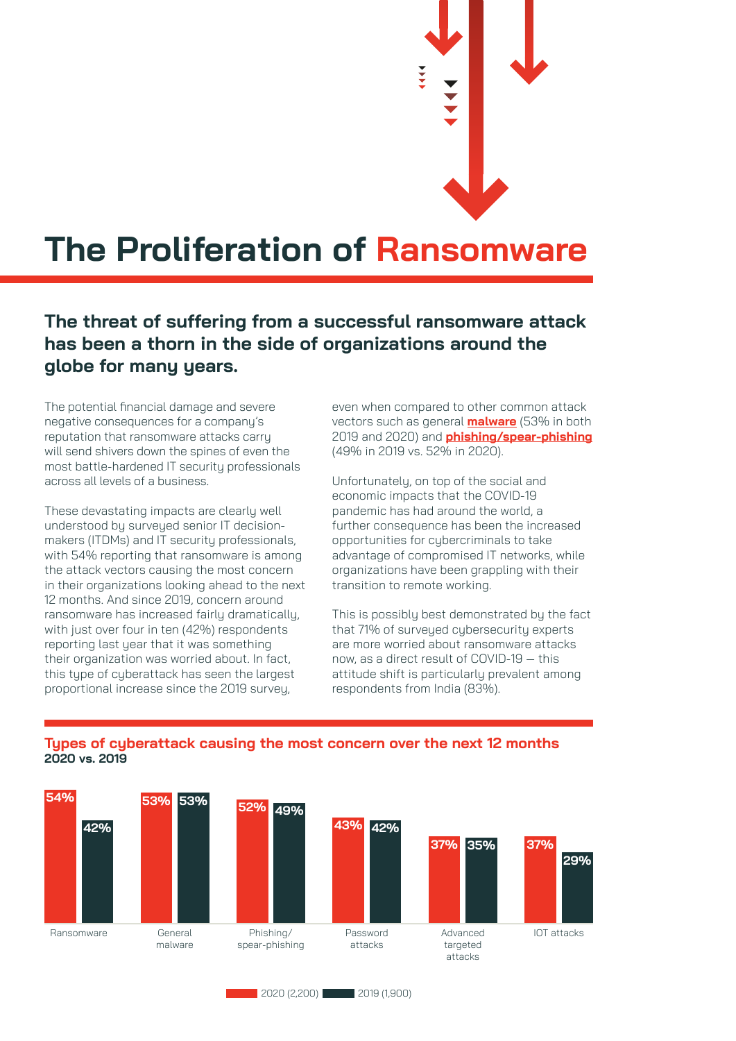# The Proliferation of Ransomware

## The threat of suffering from a successful ransomware attack has been a thorn in the side of organizations around the globe for many years.

The potential financial damage and severe negative consequences for a company's reputation that ransomware attacks carry will send shivers down the spines of even the most battle-hardened IT security professionals across all levels of a business.

These devastating impacts are clearly well understood by surveyed senior IT decision-makers (ITDMs) and IT security professionals, with 54% reporting that ransomware is among the attack vectors causing the most concern in their organizations looking ahead to the next 12 months. And since 2019, concern around ransomware has increased fairly dramatically, with just over four in ten (42%) respondents reporting last year that it was something their organization was worried about. In fact, this type of cyberattack has seen the largest proportional increase since the 2019 survey, even when compared to other common attack vectors such as general **malware** (53% in both 2019 and 2020) and **phishing/spear-phishing** (49% in 2019 vs. 52% in 2020).

Unfortunately, on top of the social and economic impacts that the COVID-19 pandemic has had around the world, a further consequence has been the increased opportunities for cybercriminals to take advantage of compromised IT networks, while organizations have been grappling with their transition to remote working.

This is possibly best demonstrated by the fact that 71% of surveyed cybersecurity experts are more worried about ransomware attacks now, as a direct result of COVID-19 — this attitude shift is particularly prevalent among respondents from India (83%).

### Types of cyberattack causing the most concern over the next 12 months
**2020 vs. 2019**

| Type of cyberattack | 2020 (2,200) | 2019 (1,900) |
| --- | --- | --- |
| Ransomware | 54% | 42% |
| General malware | 53% | 53% |
| Phishing/spear-phishing | 52% | 49% |
| Password attacks | 43% | 42% |
| Advanced targeted attacks | 37% | 35% |
| IOT attacks | 37% | 29% |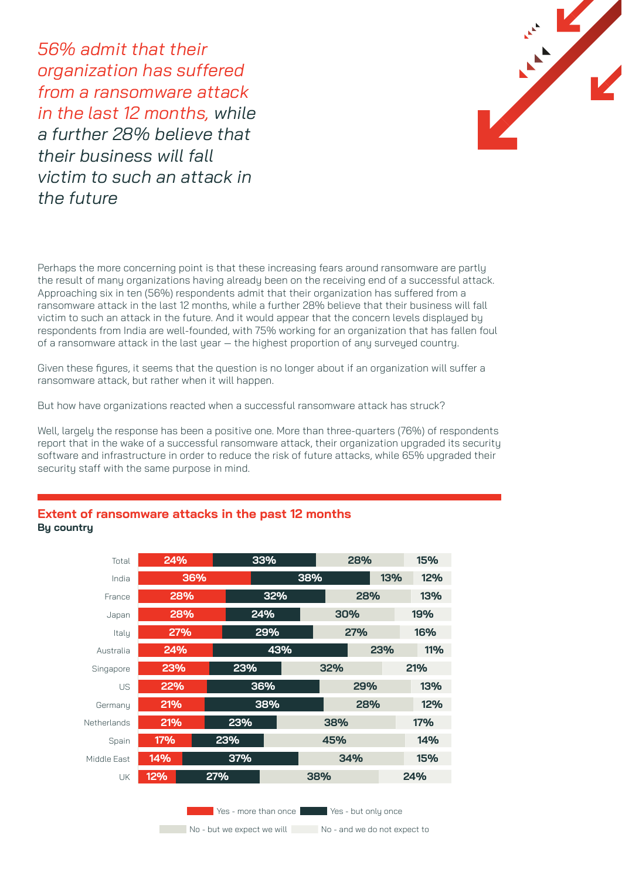*56% admit that their organization has suffered from a ransomware attack in the last 12 months, while a further 28% believe that their business will fall victim to such an attack in the future*

Perhaps the more concerning point is that these increasing fears around ransomware are partly the result of many organizations having already been on the receiving end of a successful attack. Approaching six in ten (56%) respondents admit that their organization has suffered from a ransomware attack in the last 12 months, while a further 28% believe that their business will fall victim to such an attack in the future. And it would appear that the concern levels displayed by respondents from India are well-founded, with 75% working for an organization that has fallen foul of a ransomware attack in the last year — the highest proportion of any surveyed country.

Given these figures, it seems that the question is no longer about if an organization will suffer a ransomware attack, but rather when it will happen.

But how have organizations reacted when a successful ransomware attack has struck?

Well, largely the response has been a positive one. More than three-quarters (76%) of respondents report that in the wake of a successful ransomware attack, their organization upgraded its security software and infrastructure in order to reduce the risk of future attacks, while 65% upgraded their security staff with the same purpose in mind.

## Extent of ransomware attacks in the past 12 months

**By country**

| | Yes - more than once | Yes - but only once | No - but we expect we will | No - and we do not expect to |
|---|---|---|---|---|
| Total | 24% | 33% | 28% | 15% |
| India | 36% | 38% | 13% | 12% |
| France | 28% | 32% | 28% | 13% |
| Japan | 28% | 24% | 30% | 19% |
| Italy | 27% | 29% | 27% | 16% |
| Australia | 24% | 43% | 23% | 11% |
| Singapore | 23% | 23% | 32% | 21% |
| US | 22% | 36% | 29% | 13% |
| Germany | 21% | 38% | 28% | 12% |
| Netherlands | 21% | 23% | 38% | 17% |
| Spain | 17% | 23% | 45% | 14% |
| Middle East | 14% | 37% | 34% | 15% |
| UK | 12% | 27% | 38% | 24% |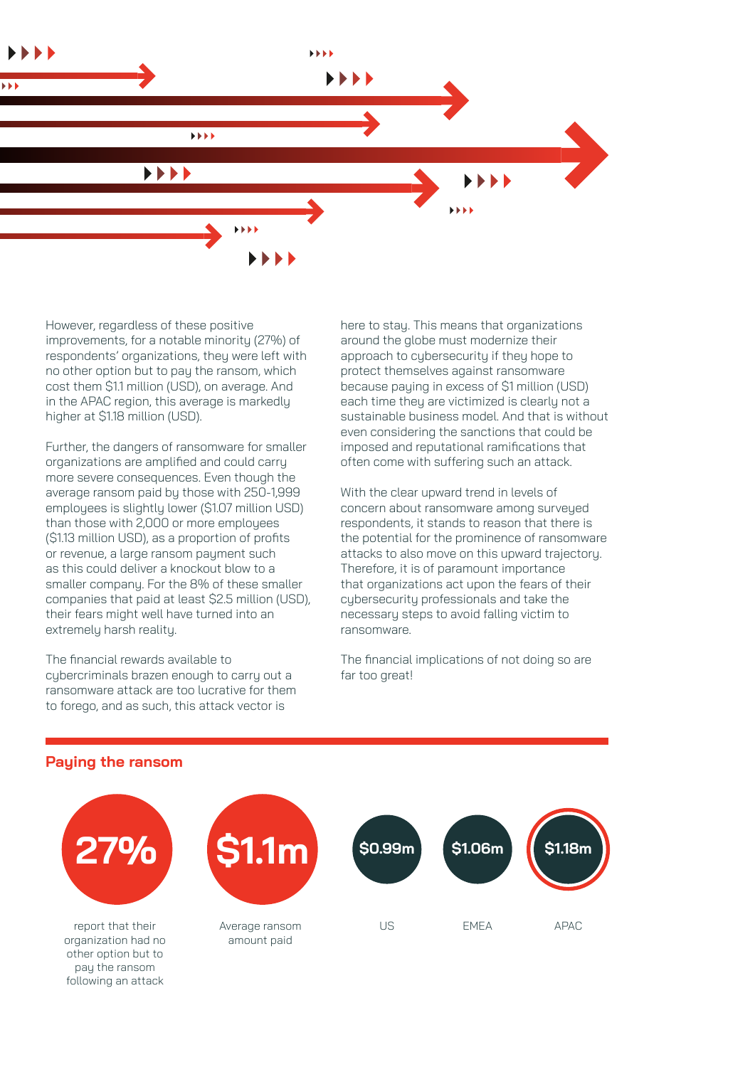However, regardless of these positive improvements, for a notable minority (27%) of respondents' organizations, they were left with no other option but to pay the ransom, which cost them $1.1 million (USD), on average. And in the APAC region, this average is markedly higher at $1.18 million (USD).

Further, the dangers of ransomware for smaller organizations are amplified and could carry more severe consequences. Even though the average ransom paid by those with 250-1,999 employees is slightly lower ($1.07 million USD) than those with 2,000 or more employees ($1.13 million USD), as a proportion of profits or revenue, a large ransom payment such as this could deliver a knockout blow to a smaller company. For the 8% of these smaller companies that paid at least $2.5 million (USD), their fears might well have turned into an extremely harsh reality.

The financial rewards available to cybercriminals brazen enough to carry out a ransomware attack are too lucrative for them to forego, and as such, this attack vector is here to stay. This means that organizations around the globe must modernize their approach to cybersecurity if they hope to protect themselves against ransomware because paying in excess of $1 million (USD) each time they are victimized is clearly not a sustainable business model. And that is without even considering the sanctions that could be imposed and reputational ramifications that often come with suffering such an attack.

With the clear upward trend in levels of concern about ransomware among surveyed respondents, it stands to reason that there is the potential for the prominence of ransomware attacks to also move on this upward trajectory. Therefore, it is of paramount importance that organizations act upon the fears of their cybersecurity professionals and take the necessary steps to avoid falling victim to ransomware.

The financial implications of not doing so are far too great!

## Paying the ransom

**27%**
report that their organization had no other option but to pay the ransom following an attack

**$1.1m**
Average ransom amount paid

| $0.99m | $1.06m | $1.18m |
|---|---|---|
| US | EMEA | APAC |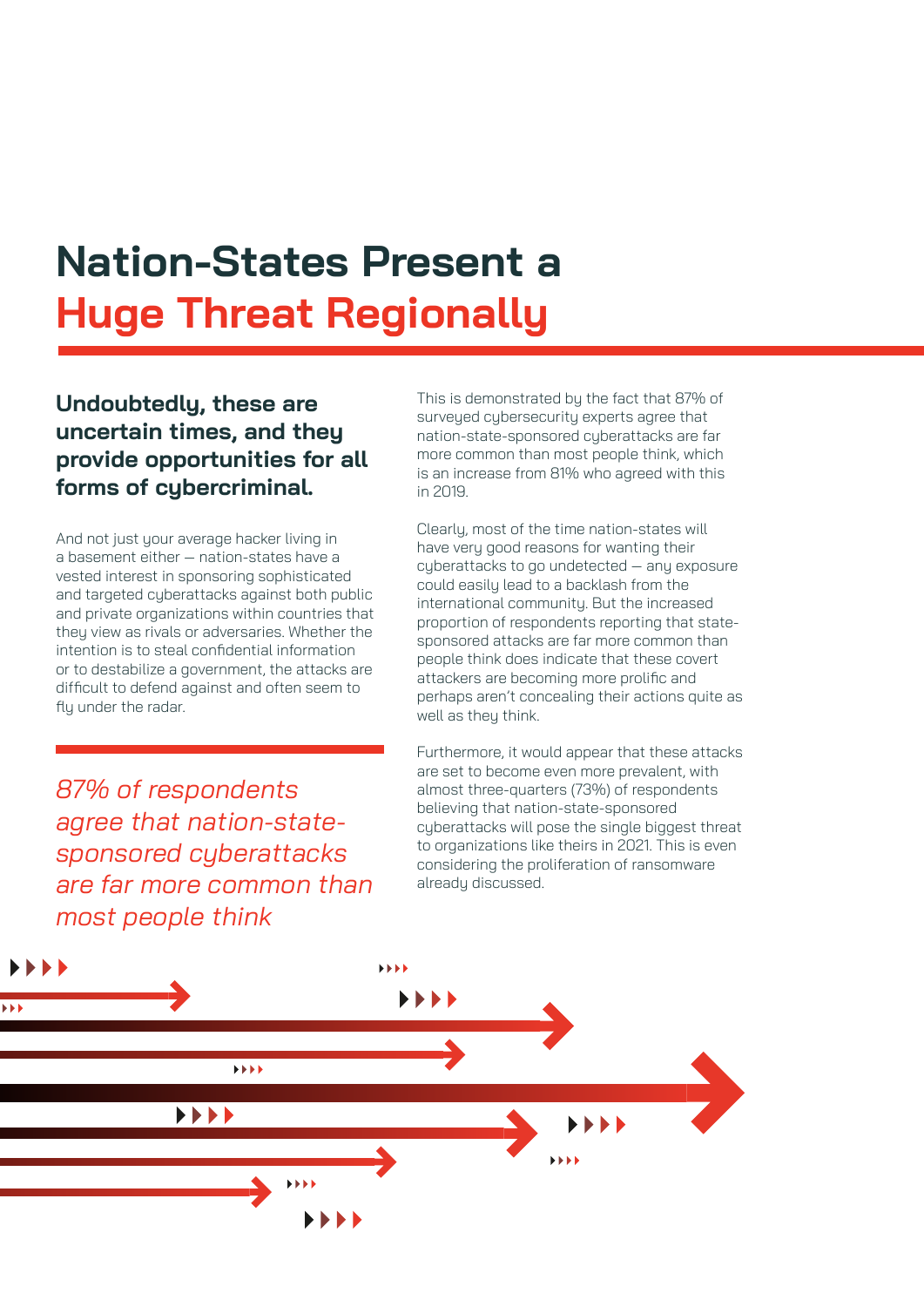# Nation-States Present a Huge Threat Regionally

**Undoubtedly, these are uncertain times, and they provide opportunities for all forms of cybercriminal.**

And not just your average hacker living in a basement either — nation-states have a vested interest in sponsoring sophisticated and targeted cyberattacks against both public and private organizations within countries that they view as rivals or adversaries. Whether the intention is to steal confidential information or to destabilize a government, the attacks are difficult to defend against and often seem to fly under the radar.

*87% of respondents agree that nation-state-sponsored cyberattacks are far more common than most people think*

This is demonstrated by the fact that 87% of surveyed cybersecurity experts agree that nation-state-sponsored cyberattacks are far more common than most people think, which is an increase from 81% who agreed with this in 2019.

Clearly, most of the time nation-states will have very good reasons for wanting their cyberattacks to go undetected — any exposure could easily lead to a backlash from the international community. But the increased proportion of respondents reporting that state-sponsored attacks are far more common than people think does indicate that these covert attackers are becoming more prolific and perhaps aren't concealing their actions quite as well as they think.

Furthermore, it would appear that these attacks are set to become even more prevalent, with almost three-quarters (73%) of respondents believing that nation-state-sponsored cyberattacks will pose the single biggest threat to organizations like theirs in 2021. This is even considering the proliferation of ransomware already discussed.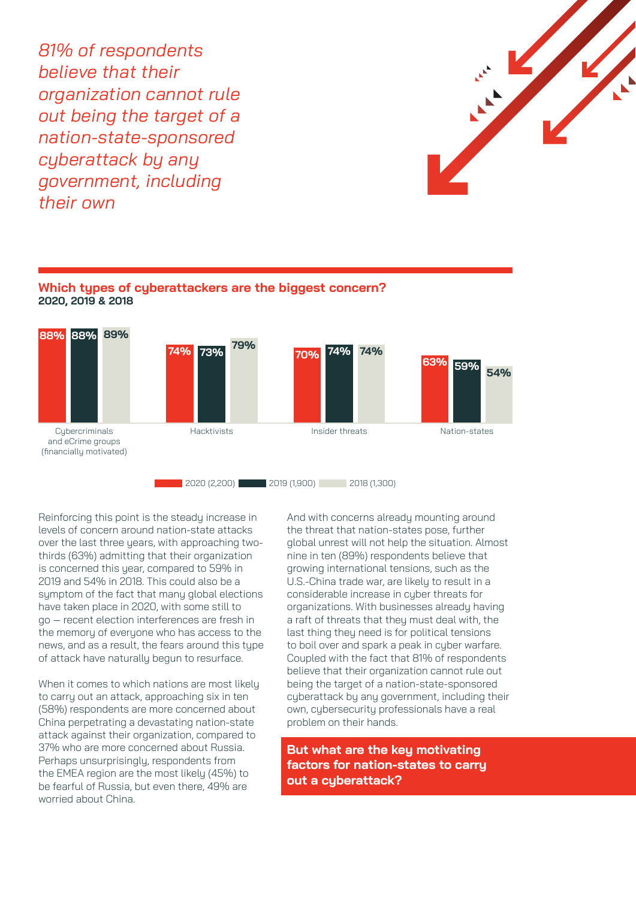*81% of respondents believe that their organization cannot rule out being the target of a nation-state-sponsored cyberattack by any government, including their own*

## Which types of cyberattackers are the biggest concern?

**2020, 2019 & 2018**

| | 2020 (2,200) | 2019 (1,900) | 2018 (1,300) |
|---|---|---|---|
| Cybercriminals and eCrime groups (financially motivated) | 88% | 88% | 89% |
| Hacktivists | 74% | 73% | 79% |
| Insider threats | 70% | 74% | 74% |
| Nation-states | 63% | 59% | 54% |

Reinforcing this point is the steady increase in levels of concern around nation-state attacks over the last three years, with approaching two-thirds (63%) admitting that their organization is concerned this year, compared to 59% in 2019 and 54% in 2018. This could also be a symptom of the fact that many global elections have taken place in 2020, with some still to go — recent election interferences are fresh in the memory of everyone who has access to the news, and as a result, the fears around this type of attack have naturally begun to resurface.

When it comes to which nations are most likely to carry out an attack, approaching six in ten (58%) respondents are more concerned about China perpetrating a devastating nation-state attack against their organization, compared to 37% who are more concerned about Russia. Perhaps unsurprisingly, respondents from the EMEA region are the most likely (45%) to be fearful of Russia, but even there, 49% are worried about China.

And with concerns already mounting around the threat that nation-states pose, further global unrest will not help the situation. Almost nine in ten (89%) respondents believe that growing international tensions, such as the U.S.-China trade war, are likely to result in a considerable increase in cyber threats for organizations. With businesses already having a raft of threats that they must deal with, the last thing they need is for political tensions to boil over and spark a peak in cyber warfare. Coupled with the fact that 81% of respondents believe that their organization cannot rule out being the target of a nation-state-sponsored cyberattack by any government, including their own, cybersecurity professionals have a real problem on their hands.

**But what are the key motivating factors for nation-states to carry out a cyberattack?**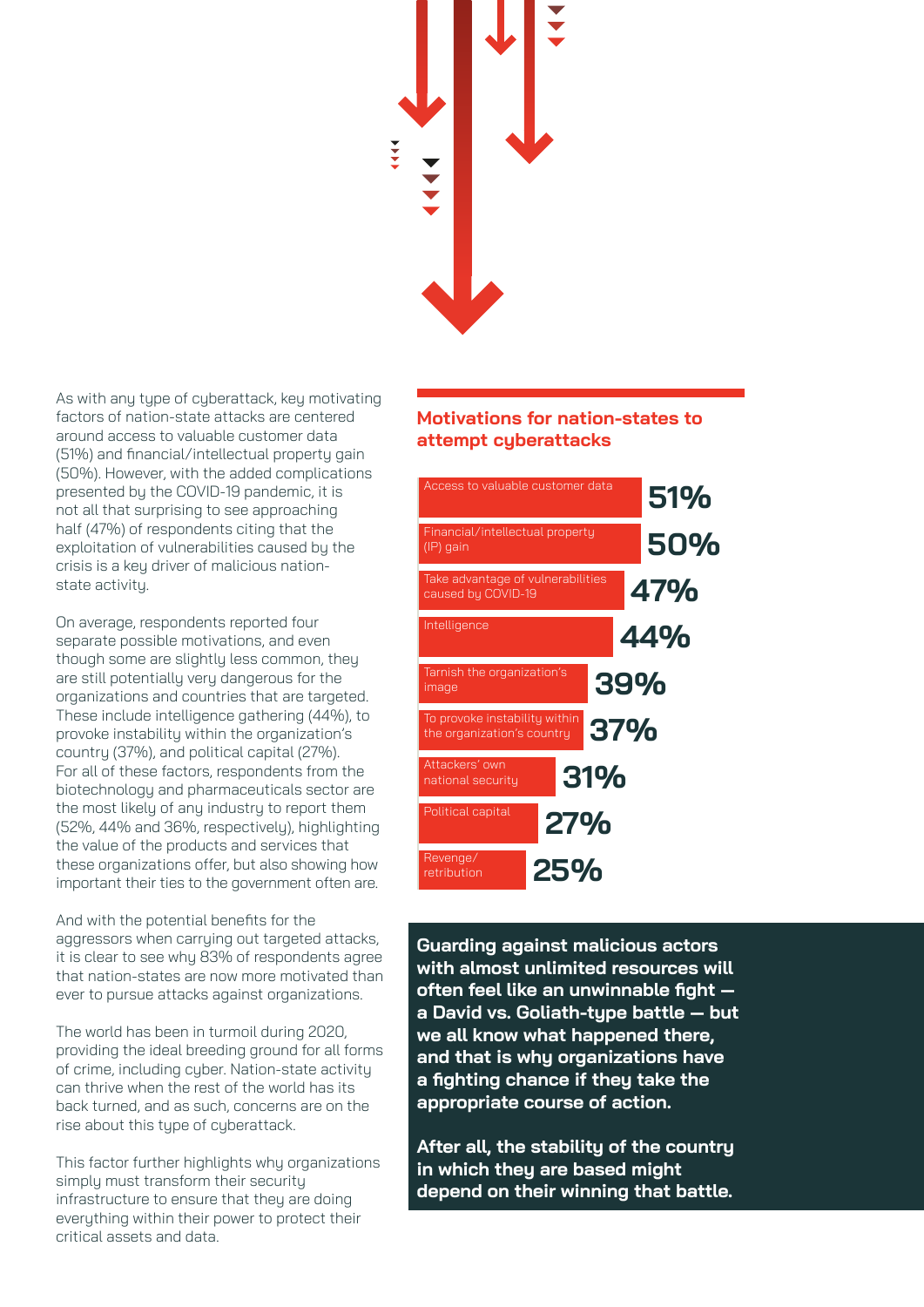As with any type of cyberattack, key motivating factors of nation-state attacks are centered around access to valuable customer data (51%) and financial/intellectual property gain (50%). However, with the added complications presented by the COVID-19 pandemic, it is not all that surprising to see approaching half (47%) of respondents citing that the exploitation of vulnerabilities caused by the crisis is a key driver of malicious nation-state activity.

On average, respondents reported four separate possible motivations, and even though some are slightly less common, they are still potentially very dangerous for the organizations and countries that are targeted. These include intelligence gathering (44%), to provoke instability within the organization's country (37%), and political capital (27%). For all of these factors, respondents from the biotechnology and pharmaceuticals sector are the most likely of any industry to report them (52%, 44% and 36%, respectively), highlighting the value of the products and services that these organizations offer, but also showing how important their ties to the government often are.

And with the potential benefits for the aggressors when carrying out targeted attacks, it is clear to see why 83% of respondents agree that nation-states are now more motivated than ever to pursue attacks against organizations.

The world has been in turmoil during 2020, providing the ideal breeding ground for all forms of crime, including cyber. Nation-state activity can thrive when the rest of the world has its back turned, and as such, concerns are on the rise about this type of cyberattack.

This factor further highlights why organizations simply must transform their security infrastructure to ensure that they are doing everything within their power to protect their critical assets and data.

## Motivations for nation-states to attempt cyberattacks

| Motivation | % |
|---|---|
| Access to valuable customer data | 51% |
| Financial/intellectual property (IP) gain | 50% |
| Take advantage of vulnerabilities caused by COVID-19 | 47% |
| Intelligence | 44% |
| Tarnish the organization's image | 39% |
| To provoke instability within the organization's country | 37% |
| Attackers' own national security | 31% |
| Political capital | 27% |
| Revenge/retribution | 25% |

**Guarding against malicious actors with almost unlimited resources will often feel like an unwinnable fight — a David vs. Goliath-type battle — but we all know what happened there, and that is why organizations have a fighting chance if they take the appropriate course of action.**

**After all, the stability of the country in which they are based might depend on their winning that battle.**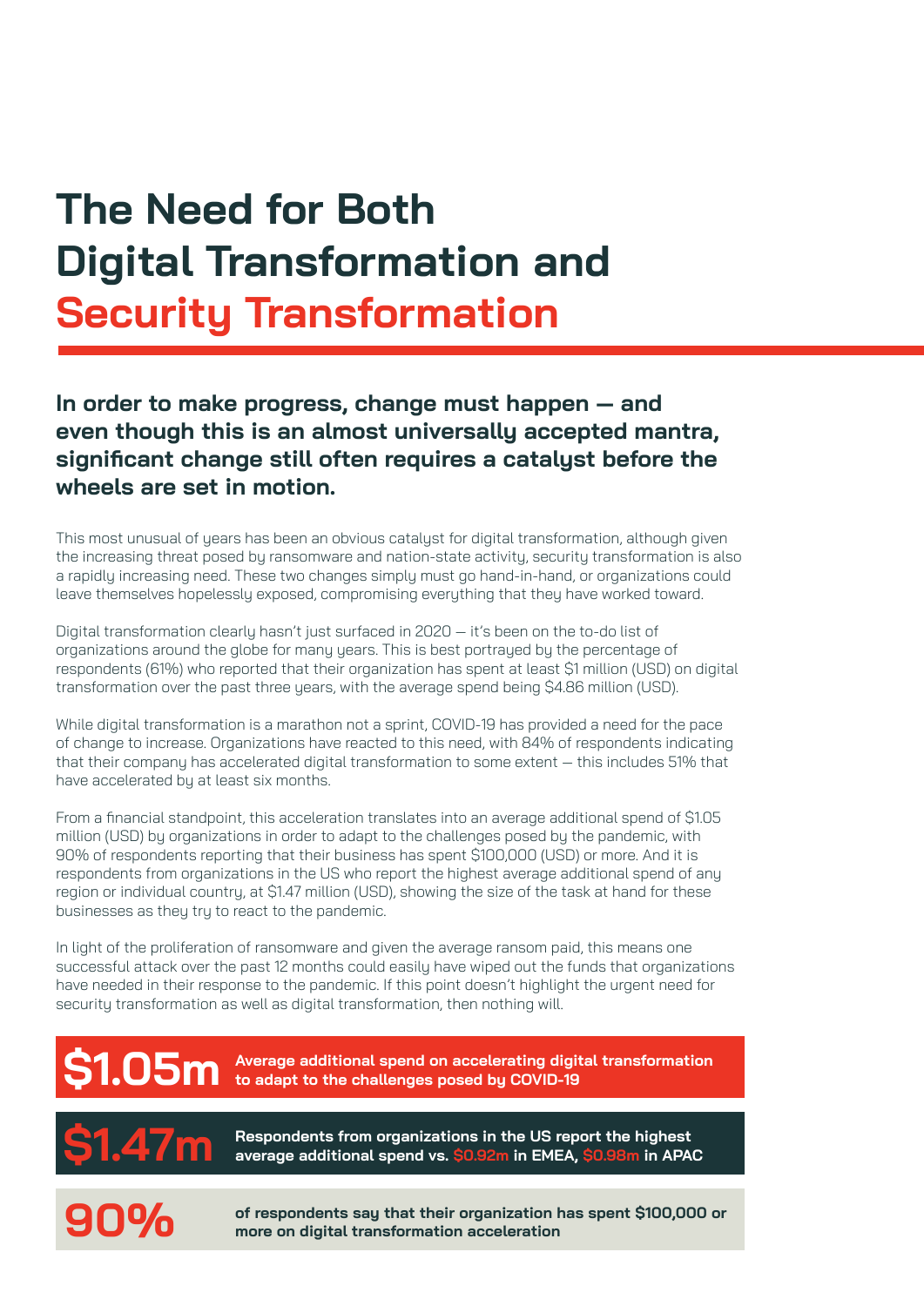# The Need for Both Digital Transformation and Security Transformation

**In order to make progress, change must happen — and even though this is an almost universally accepted mantra, significant change still often requires a catalyst before the wheels are set in motion.**

This most unusual of years has been an obvious catalyst for digital transformation, although given the increasing threat posed by ransomware and nation-state activity, security transformation is also a rapidly increasing need. These two changes simply must go hand-in-hand, or organizations could leave themselves hopelessly exposed, compromising everything that they have worked toward.

Digital transformation clearly hasn't just surfaced in 2020 — it's been on the to-do list of organizations around the globe for many years. This is best portrayed by the percentage of respondents (61%) who reported that their organization has spent at least $1 million (USD) on digital transformation over the past three years, with the average spend being $4.86 million (USD).

While digital transformation is a marathon not a sprint, COVID-19 has provided a need for the pace of change to increase. Organizations have reacted to this need, with 84% of respondents indicating that their company has accelerated digital transformation to some extent — this includes 51% that have accelerated by at least six months.

From a financial standpoint, this acceleration translates into an average additional spend of $1.05 million (USD) by organizations in order to adapt to the challenges posed by the pandemic, with 90% of respondents reporting that their business has spent $100,000 (USD) or more. And it is respondents from organizations in the US who report the highest average additional spend of any region or individual country, at $1.47 million (USD), showing the size of the task at hand for these businesses as they try to react to the pandemic.

In light of the proliferation of ransomware and given the average ransom paid, this means one successful attack over the past 12 months could easily have wiped out the funds that organizations have needed in their response to the pandemic. If this point doesn't highlight the urgent need for security transformation as well as digital transformation, then nothing will.

**$1.05m** — **Average additional spend on accelerating digital transformation to adapt to the challenges posed by COVID-19**

**$1.47m** — **Respondents from organizations in the US report the highest average additional spend vs. $0.92m in EMEA, $0.98m in APAC**

**90%** — **of respondents say that their organization has spent $100,000 or more on digital transformation acceleration**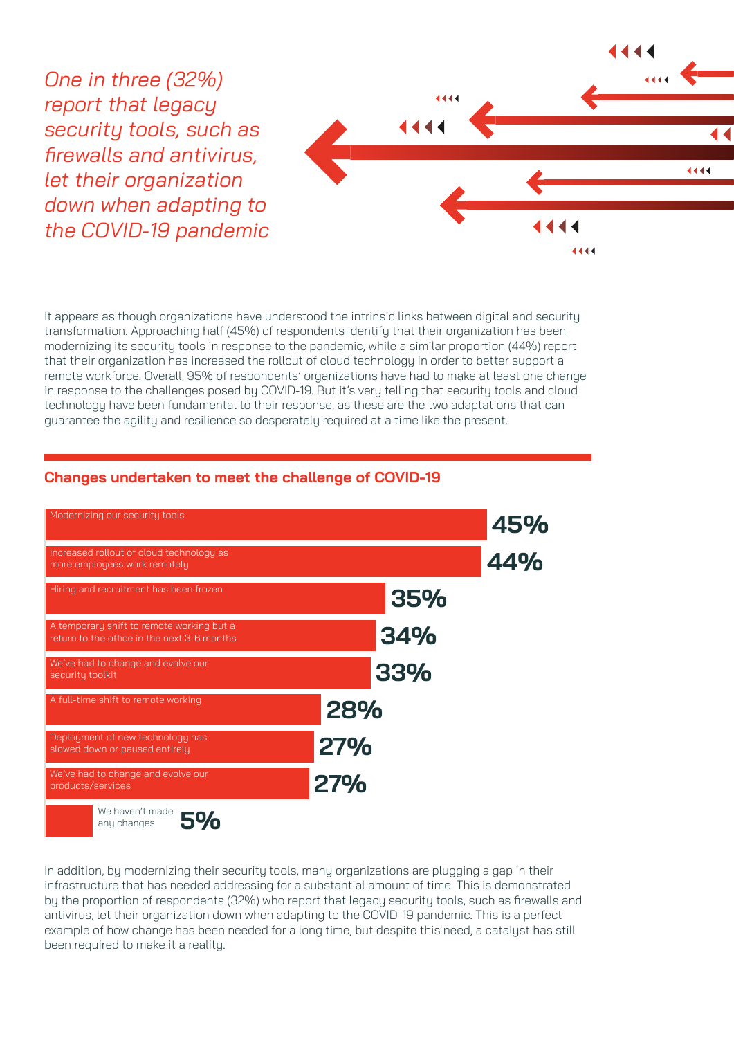*One in three (32%) report that legacy security tools, such as firewalls and antivirus, let their organization down when adapting to the COVID-19 pandemic*

It appears as though organizations have understood the intrinsic links between digital and security transformation. Approaching half (45%) of respondents identify that their organization has been modernizing its security tools in response to the pandemic, while a similar proportion (44%) report that their organization has increased the rollout of cloud technology in order to better support a remote workforce. Overall, 95% of respondents' organizations have had to make at least one change in response to the challenges posed by COVID-19. But it's very telling that security tools and cloud technology have been fundamental to their response, as these are the two adaptations that can guarantee the agility and resilience so desperately required at a time like the present.

## Changes undertaken to meet the challenge of COVID-19

| Change | % |
|---|---|
| Modernizing our security tools | 45% |
| Increased rollout of cloud technology as more employees work remotely | 44% |
| Hiring and recruitment has been frozen | 35% |
| A temporary shift to remote working but a return to the office in the next 3-6 months | 34% |
| We've had to change and evolve our security toolkit | 33% |
| A full-time shift to remote working | 28% |
| Deployment of new technology has slowed down or paused entirely | 27% |
| We've had to change and evolve our products/services | 27% |
| We haven't made any changes | 5% |

In addition, by modernizing their security tools, many organizations are plugging a gap in their infrastructure that has needed addressing for a substantial amount of time. This is demonstrated by the proportion of respondents (32%) who report that legacy security tools, such as firewalls and antivirus, let their organization down when adapting to the COVID-19 pandemic. This is a perfect example of how change has been needed for a long time, but despite this need, a catalyst has still been required to make it a reality.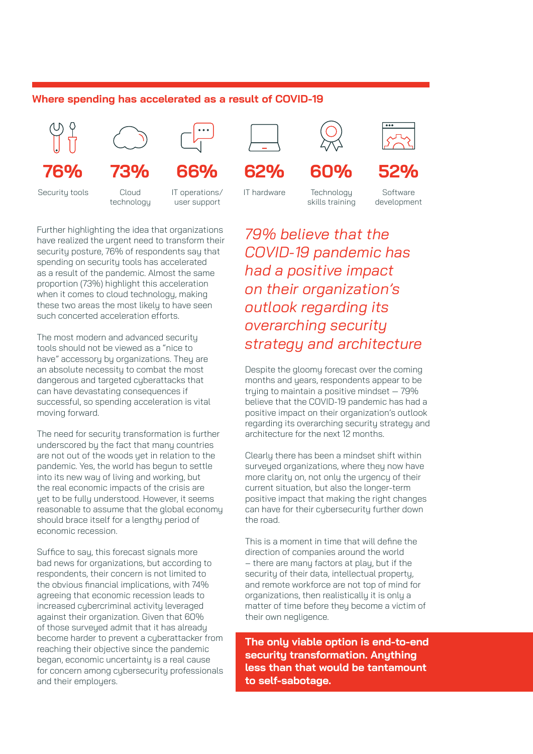## Where spending has accelerated as a result of COVID-19

| 76% | 73% | 66% | 62% | 60% | 52% |
|---|---|---|---|---|---|
| Security tools | Cloud technology | IT operations/ user support | IT hardware | Technology skills training | Software development |

Further highlighting the idea that organizations have realized the urgent need to transform their security posture, 76% of respondents say that spending on security tools has accelerated as a result of the pandemic. Almost the same proportion (73%) highlight this acceleration when it comes to cloud technology, making these two areas the most likely to have seen such concerted acceleration efforts.

The most modern and advanced security tools should not be viewed as a "nice to have" accessory by organizations. They are an absolute necessity to combat the most dangerous and targeted cyberattacks that can have devastating consequences if successful, so spending acceleration is vital moving forward.

The need for security transformation is further underscored by the fact that many countries are not out of the woods yet in relation to the pandemic. Yes, the world has begun to settle into its new way of living and working, but the real economic impacts of the crisis are yet to be fully understood. However, it seems reasonable to assume that the global economy should brace itself for a lengthy period of economic recession.

Suffice to say, this forecast signals more bad news for organizations, but according to respondents, their concern is not limited to the obvious financial implications, with 74% agreeing that economic recession leads to increased cybercriminal activity leveraged against their organization. Given that 60% of those surveyed admit that it has already become harder to prevent a cyberattacker from reaching their objective since the pandemic began, economic uncertainty is a real cause for concern among cybersecurity professionals and their employers.

*79% believe that the COVID-19 pandemic has had a positive impact on their organization's outlook regarding its overarching security strategy and architecture*

Despite the gloomy forecast over the coming months and years, respondents appear to be trying to maintain a positive mindset – 79% believe that the COVID-19 pandemic has had a positive impact on their organization's outlook regarding its overarching security strategy and architecture for the next 12 months.

Clearly there has been a mindset shift within surveyed organizations, where they now have more clarity on, not only the urgency of their current situation, but also the longer-term positive impact that making the right changes can have for their cybersecurity further down the road.

This is a moment in time that will define the direction of companies around the world – there are many factors at play, but if the security of their data, intellectual property, and remote workforce are not top of mind for organizations, then realistically it is only a matter of time before they become a victim of their own negligence.

**The only viable option is end-to-end security transformation. Anything less than that would be tantamount to self-sabotage.**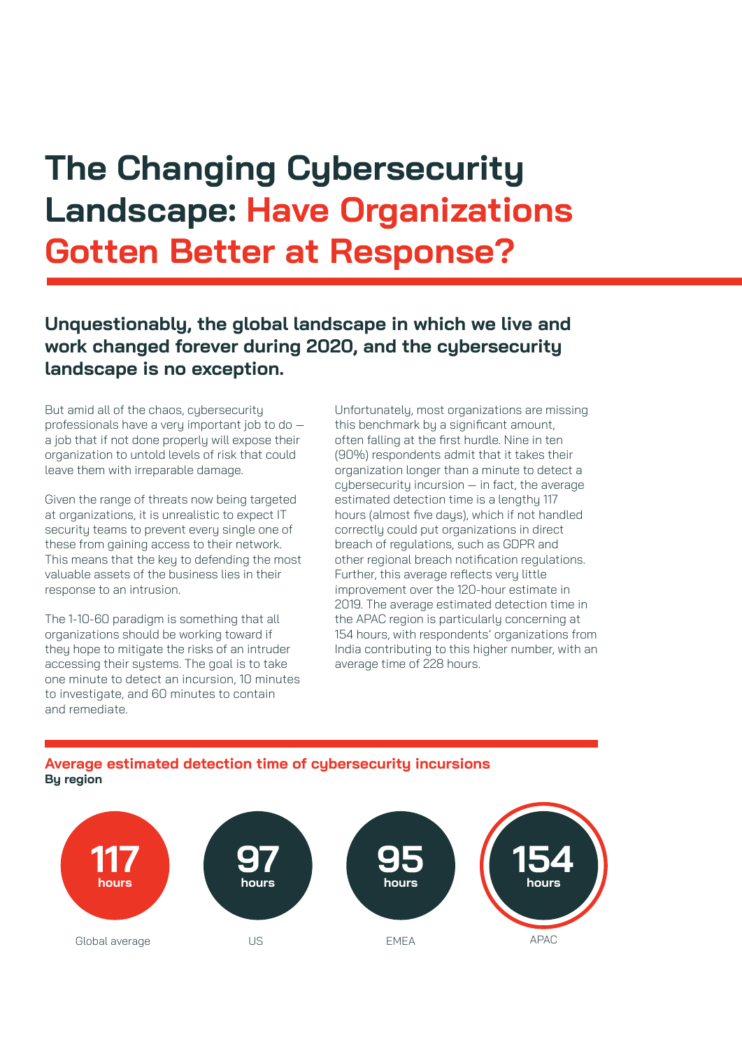# The Changing Cybersecurity Landscape: Have Organizations Gotten Better at Response?

**Unquestionably, the global landscape in which we live and work changed forever during 2020, and the cybersecurity landscape is no exception.**

But amid all of the chaos, cybersecurity professionals have a very important job to do — a job that if not done properly will expose their organization to untold levels of risk that could leave them with irreparable damage.

Given the range of threats now being targeted at organizations, it is unrealistic to expect IT security teams to prevent every single one of these from gaining access to their network. This means that the key to defending the most valuable assets of the business lies in their response to an intrusion.

The 1-10-60 paradigm is something that all organizations should be working toward if they hope to mitigate the risks of an intruder accessing their systems. The goal is to take one minute to detect an incursion, 10 minutes to investigate, and 60 minutes to contain and remediate.

Unfortunately, most organizations are missing this benchmark by a significant amount, often falling at the first hurdle. Nine in ten (90%) respondents admit that it takes their organization longer than a minute to detect a cybersecurity incursion — in fact, the average estimated detection time is a lengthy 117 hours (almost five days), which if not handled correctly could put organizations in direct breach of regulations, such as GDPR and other regional breach notification regulations. Further, this average reflects very little improvement over the 120-hour estimate in 2019. The average estimated detection time in the APAC region is particularly concerning at 154 hours, with respondents' organizations from India contributing to this higher number, with an average time of 228 hours.

**Average estimated detection time of cybersecurity incursions**
**By region**

| Global average | US | EMEA | APAC |
|---|---|---|---|
| 117 hours | 97 hours | 95 hours | 154 hours |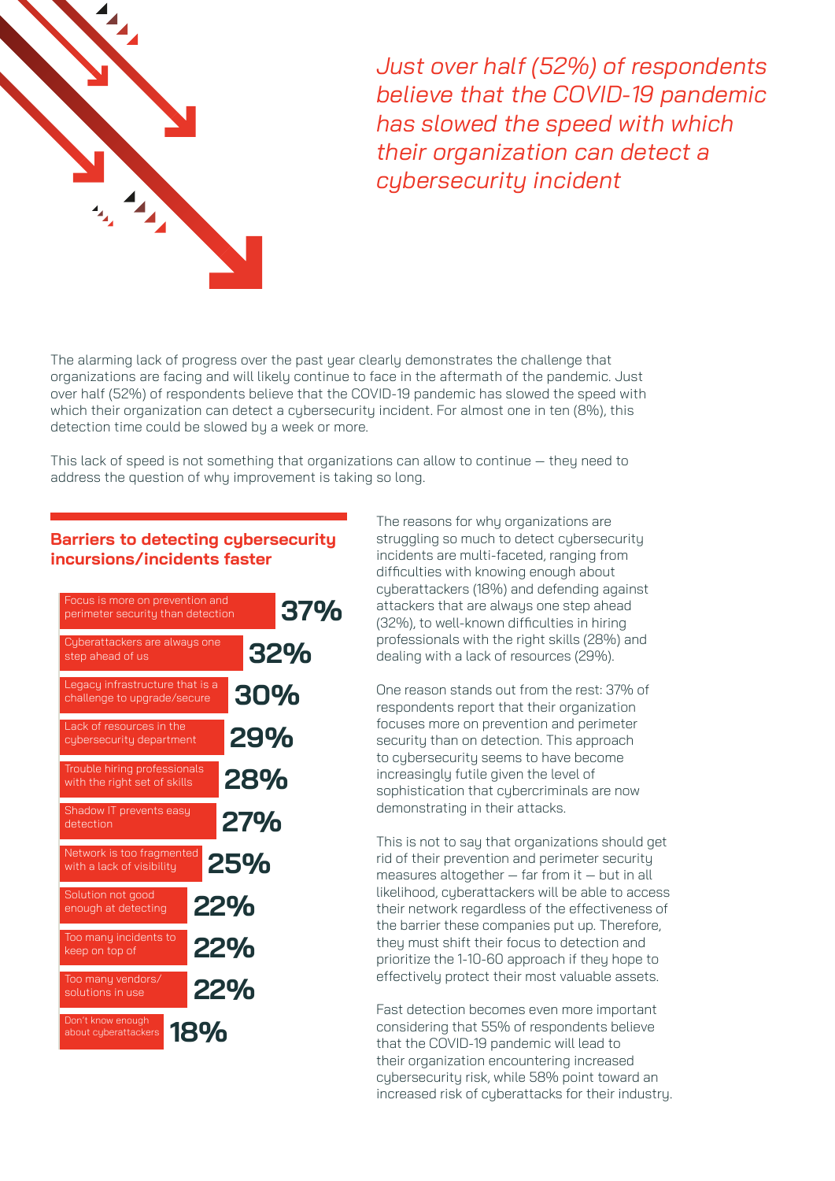*Just over half (52%) of respondents believe that the COVID-19 pandemic has slowed the speed with which their organization can detect a cybersecurity incident*

The alarming lack of progress over the past year clearly demonstrates the challenge that organizations are facing and will likely continue to face in the aftermath of the pandemic. Just over half (52%) of respondents believe that the COVID-19 pandemic has slowed the speed with which their organization can detect a cybersecurity incident. For almost one in ten (8%), this detection time could be slowed by a week or more.

This lack of speed is not something that organizations can allow to continue — they need to address the question of why improvement is taking so long.

## Barriers to detecting cybersecurity incursions/incidents faster

| Barrier | % |
|---|---|
| Focus is more on prevention and perimeter security than detection | 37% |
| Cyberattackers are always one step ahead of us | 32% |
| Legacy infrastructure that is a challenge to upgrade/secure | 30% |
| Lack of resources in the cybersecurity department | 29% |
| Trouble hiring professionals with the right set of skills | 28% |
| Shadow IT prevents easy detection | 27% |
| Network is too fragmented with a lack of visibility | 25% |
| Solution not good enough at detecting | 22% |
| Too many incidents to keep on top of | 22% |
| Too many vendors/ solutions in use | 22% |
| Don't know enough about cyberattackers | 18% |

The reasons for why organizations are struggling so much to detect cybersecurity incidents are multi-faceted, ranging from difficulties with knowing enough about cyberattackers (18%) and defending against attackers that are always one step ahead (32%), to well-known difficulties in hiring professionals with the right skills (28%) and dealing with a lack of resources (29%).

One reason stands out from the rest: 37% of respondents report that their organization focuses more on prevention and perimeter security than on detection. This approach to cybersecurity seems to have become increasingly futile given the level of sophistication that cybercriminals are now demonstrating in their attacks.

This is not to say that organizations should get rid of their prevention and perimeter security measures altogether — far from it — but in all likelihood, cyberattackers will be able to access their network regardless of the effectiveness of the barrier these companies put up. Therefore, they must shift their focus to detection and prioritize the 1-10-60 approach if they hope to effectively protect their most valuable assets.

Fast detection becomes even more important considering that 55% of respondents believe that the COVID-19 pandemic will lead to their organization encountering increased cybersecurity risk, while 58% point toward an increased risk of cyberattacks for their industry.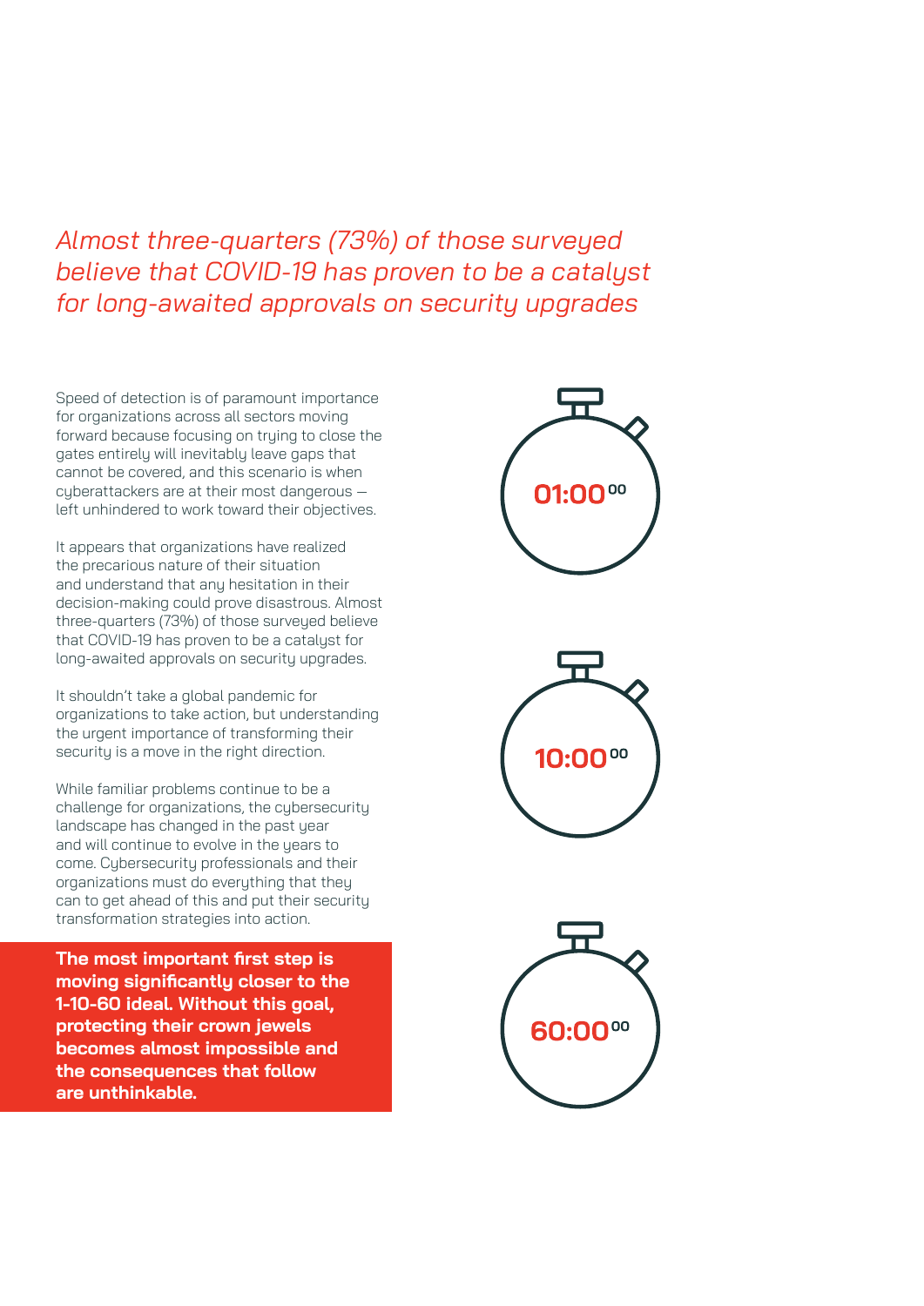*Almost three-quarters (73%) of those surveyed believe that COVID-19 has proven to be a catalyst for long-awaited approvals on security upgrades*

Speed of detection is of paramount importance for organizations across all sectors moving forward because focusing on trying to close the gates entirely will inevitably leave gaps that cannot be covered, and this scenario is when cyberattackers are at their most dangerous — left unhindered to work toward their objectives.

It appears that organizations have realized the precarious nature of their situation and understand that any hesitation in their decision-making could prove disastrous. Almost three-quarters (73%) of those surveyed believe that COVID-19 has proven to be a catalyst for long-awaited approvals on security upgrades.

It shouldn't take a global pandemic for organizations to take action, but understanding the urgent importance of transforming their security is a move in the right direction.

While familiar problems continue to be a challenge for organizations, the cybersecurity landscape has changed in the past year and will continue to evolve in the years to come. Cybersecurity professionals and their organizations must do everything that they can to get ahead of this and put their security transformation strategies into action.

**The most important first step is moving significantly closer to the 1-10-60 ideal. Without this goal, protecting their crown jewels becomes almost impossible and the consequences that follow are unthinkable.**

01:00 00

10:00 00

60:00 00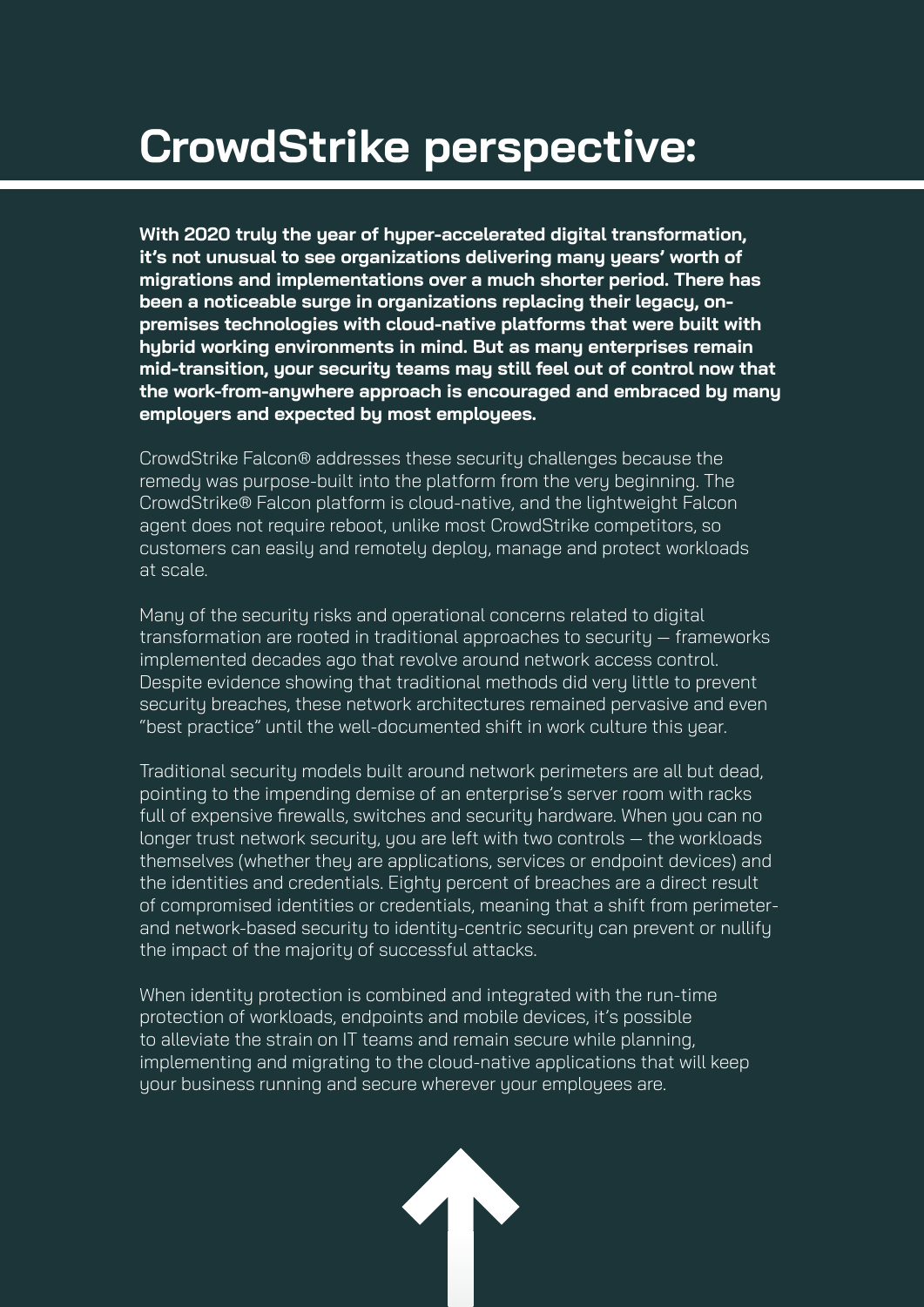# CrowdStrike perspective:

**With 2020 truly the year of hyper-accelerated digital transformation, it's not unusual to see organizations delivering many years' worth of migrations and implementations over a much shorter period. There has been a noticeable surge in organizations replacing their legacy, on-premises technologies with cloud-native platforms that were built with hybrid working environments in mind. But as many enterprises remain mid-transition, your security teams may still feel out of control now that the work-from-anywhere approach is encouraged and embraced by many employers and expected by most employees.**

CrowdStrike Falcon® addresses these security challenges because the remedy was purpose-built into the platform from the very beginning. The CrowdStrike® Falcon platform is cloud-native, and the lightweight Falcon agent does not require reboot, unlike most CrowdStrike competitors, so customers can easily and remotely deploy, manage and protect workloads at scale.

Many of the security risks and operational concerns related to digital transformation are rooted in traditional approaches to security — frameworks implemented decades ago that revolve around network access control. Despite evidence showing that traditional methods did very little to prevent security breaches, these network architectures remained pervasive and even "best practice" until the well-documented shift in work culture this year.

Traditional security models built around network perimeters are all but dead, pointing to the impending demise of an enterprise's server room with racks full of expensive firewalls, switches and security hardware. When you can no longer trust network security, you are left with two controls — the workloads themselves (whether they are applications, services or endpoint devices) and the identities and credentials. Eighty percent of breaches are a direct result of compromised identities or credentials, meaning that a shift from perimeter- and network-based security to identity-centric security can prevent or nullify the impact of the majority of successful attacks.

When identity protection is combined and integrated with the run-time protection of workloads, endpoints and mobile devices, it's possible to alleviate the strain on IT teams and remain secure while planning, implementing and migrating to the cloud-native applications that will keep your business running and secure wherever your employees are.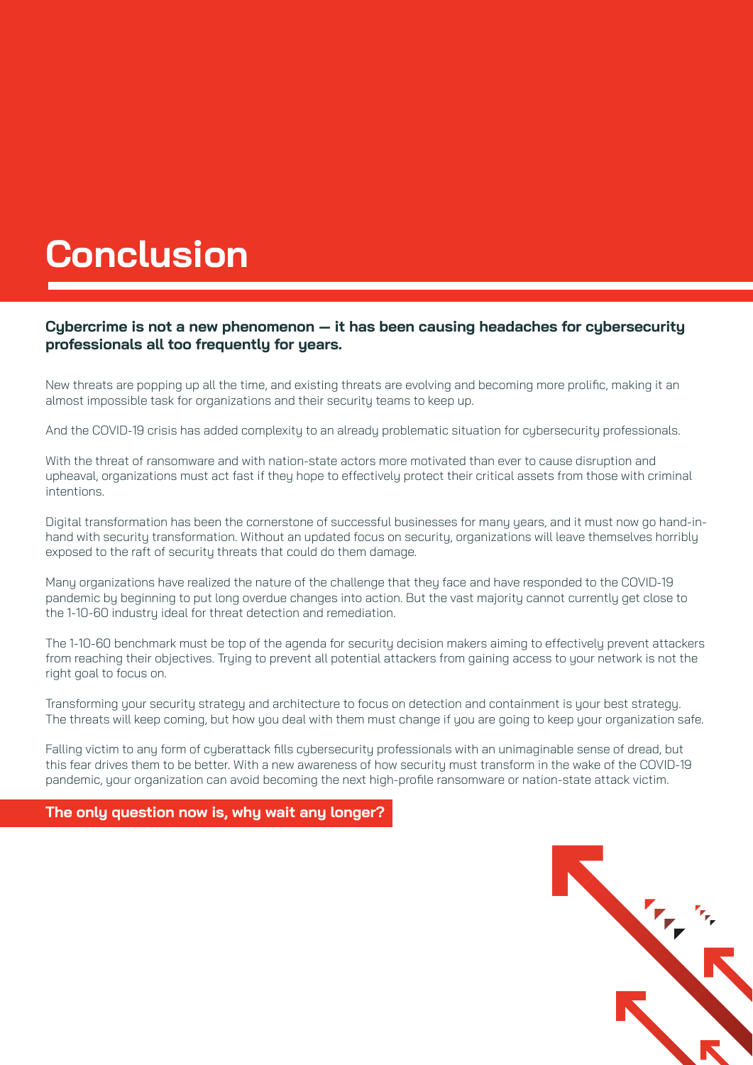# Conclusion

**Cybercrime is not a new phenomenon — it has been causing headaches for cybersecurity professionals all too frequently for years.**

New threats are popping up all the time, and existing threats are evolving and becoming more prolific, making it an almost impossible task for organizations and their security teams to keep up.

And the COVID-19 crisis has added complexity to an already problematic situation for cybersecurity professionals.

With the threat of ransomware and with nation-state actors more motivated than ever to cause disruption and upheaval, organizations must act fast if they hope to effectively protect their critical assets from those with criminal intentions.

Digital transformation has been the cornerstone of successful businesses for many years, and it must now go hand-in-hand with security transformation. Without an updated focus on security, organizations will leave themselves horribly exposed to the raft of security threats that could do them damage.

Many organizations have realized the nature of the challenge that they face and have responded to the COVID-19 pandemic by beginning to put long overdue changes into action. But the vast majority cannot currently get close to the 1-10-60 industry ideal for threat detection and remediation.

The 1-10-60 benchmark must be top of the agenda for security decision makers aiming to effectively prevent attackers from reaching their objectives. Trying to prevent all potential attackers from gaining access to your network is not the right goal to focus on.

Transforming your security strategy and architecture to focus on detection and containment is your best strategy. The threats will keep coming, but how you deal with them must change if you are going to keep your organization safe.

Falling victim to any form of cyberattack fills cybersecurity professionals with an unimaginable sense of dread, but this fear drives them to be better. With a new awareness of how security must transform in the wake of the COVID-19 pandemic, your organization can avoid becoming the next high-profile ransomware or nation-state attack victim.

**The only question now is, why wait any longer?**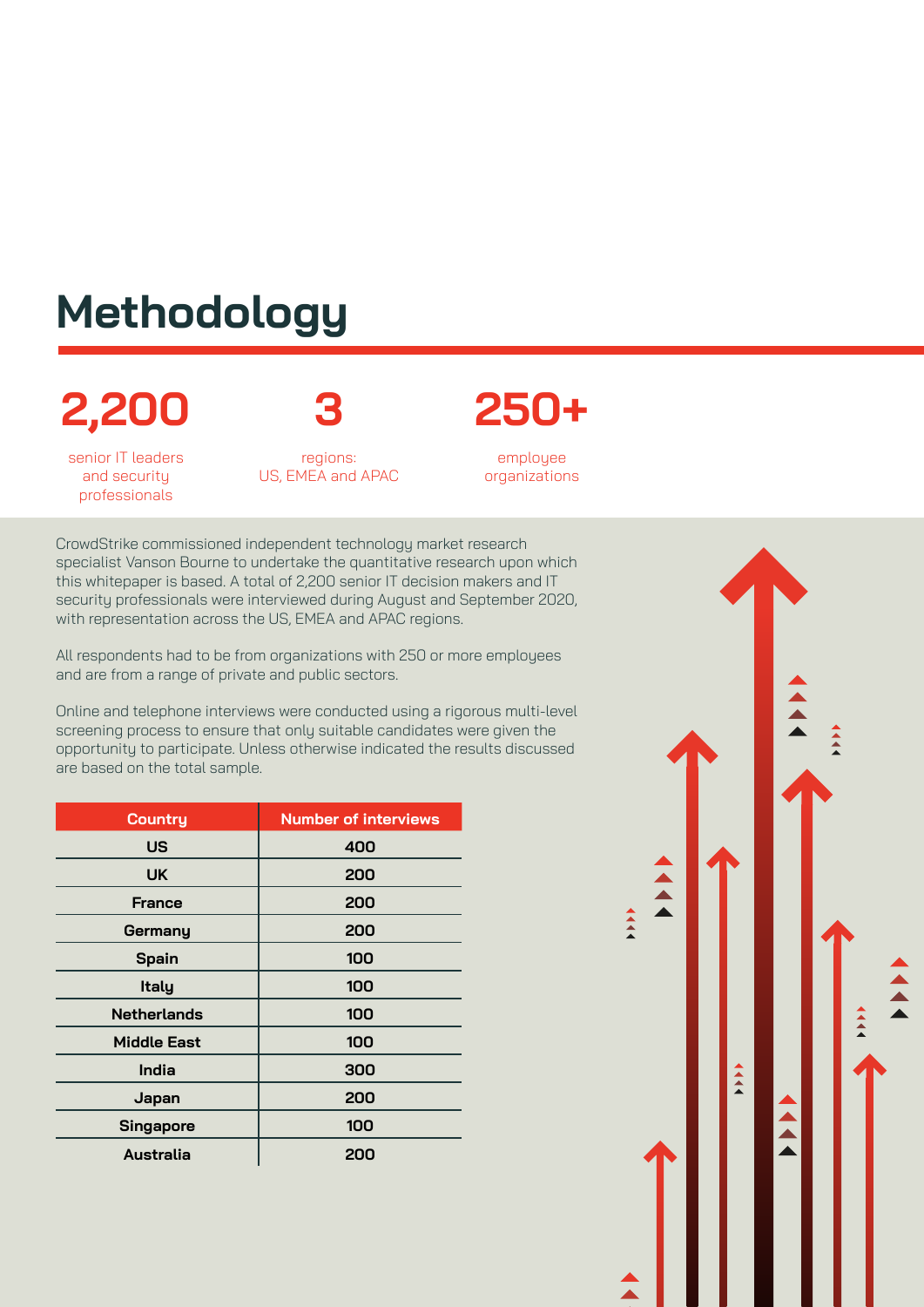# Methodology

**2,200**
senior IT leaders and security professionals

**3**
regions: US, EMEA and APAC

**250+**
employee organizations

CrowdStrike commissioned independent technology market research specialist Vanson Bourne to undertake the quantitative research upon which this whitepaper is based. A total of 2,200 senior IT decision makers and IT security professionals were interviewed during August and September 2020, with representation across the US, EMEA and APAC regions.

All respondents had to be from organizations with 250 or more employees and are from a range of private and public sectors.

Online and telephone interviews were conducted using a rigorous multi-level screening process to ensure that only suitable candidates were given the opportunity to participate. Unless otherwise indicated the results discussed are based on the total sample.

| Country | Number of interviews |
|---|---|
| US | 400 |
| UK | 200 |
| France | 200 |
| Germany | 200 |
| Spain | 100 |
| Italy | 100 |
| Netherlands | 100 |
| Middle East | 100 |
| India | 300 |
| Japan | 200 |
| Singapore | 100 |
| Australia | 200 |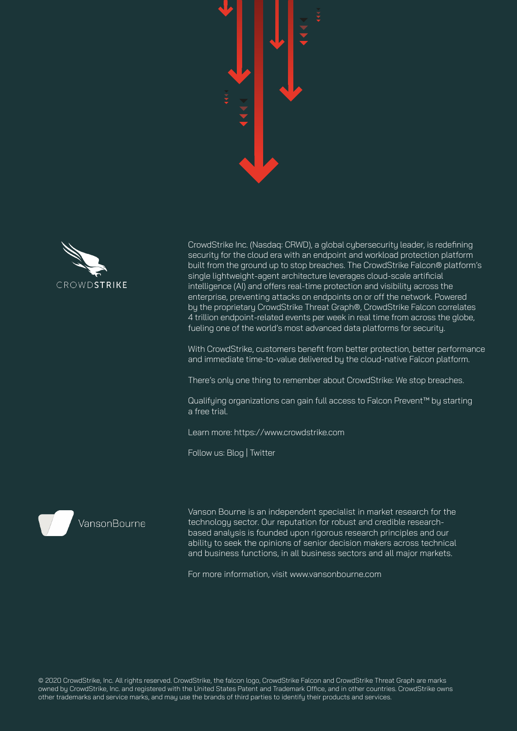CROWDSTRIKE

CrowdStrike Inc. (Nasdaq: CRWD), a global cybersecurity leader, is redefining security for the cloud era with an endpoint and workload protection platform built from the ground up to stop breaches. The CrowdStrike Falcon® platform's single lightweight-agent architecture leverages cloud-scale artificial intelligence (AI) and offers real-time protection and visibility across the enterprise, preventing attacks on endpoints on or off the network. Powered by the proprietary CrowdStrike Threat Graph®, CrowdStrike Falcon correlates 4 trillion endpoint-related events per week in real time from across the globe, fueling one of the world's most advanced data platforms for security.

With CrowdStrike, customers benefit from better protection, better performance and immediate time-to-value delivered by the cloud-native Falcon platform.

There's only one thing to remember about CrowdStrike: We stop breaches.

Qualifying organizations can gain full access to Falcon Prevent™ by starting a free trial.

Learn more: https://www.crowdstrike.com

Follow us: Blog | Twitter

VansonBourne

Vanson Bourne is an independent specialist in market research for the technology sector. Our reputation for robust and credible research-based analysis is founded upon rigorous research principles and our ability to seek the opinions of senior decision makers across technical and business functions, in all business sectors and all major markets.

For more information, visit www.vansonbourne.com

© 2020 CrowdStrike, Inc. All rights reserved. CrowdStrike, the falcon logo, CrowdStrike Falcon and CrowdStrike Threat Graph are marks owned by CrowdStrike, Inc. and registered with the United States Patent and Trademark Office, and in other countries. CrowdStrike owns other trademarks and service marks, and may use the brands of third parties to identify their products and services.